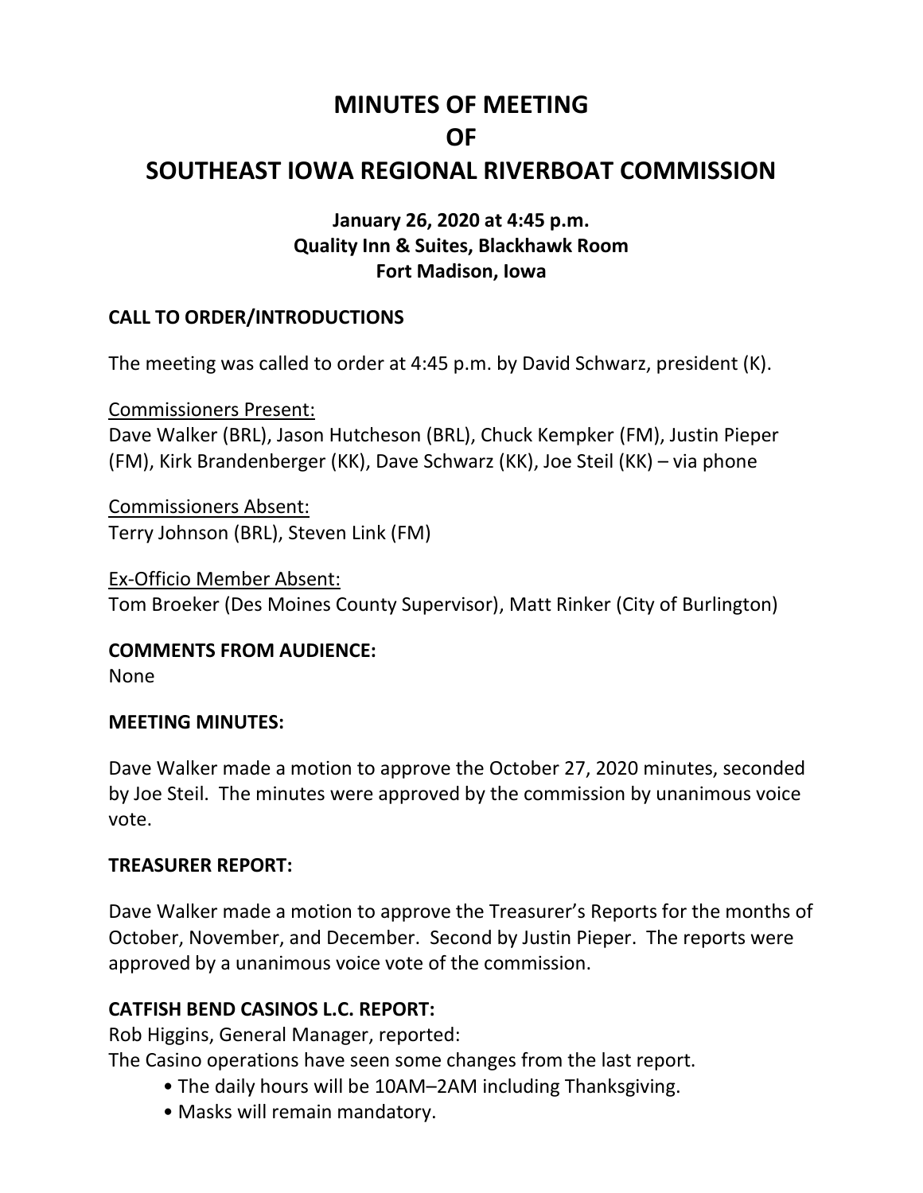# MINUTES OF MEETING
# OF
# SOUTHEAST IOWA REGIONAL RIVERBOAT COMMISSION

### January 26, 2020 at 4:45 p.m.
### Quality Inn & Suites, Blackhawk Room
### Fort Madison, Iowa

**CALL TO ORDER/INTRODUCTIONS**

The meeting was called to order at 4:45 p.m. by David Schwarz, president (K).

Commissioners Present:
Dave Walker (BRL), Jason Hutcheson (BRL), Chuck Kempker (FM), Justin Pieper (FM), Kirk Brandenberger (KK), Dave Schwarz (KK), Joe Steil (KK) – via phone

Commissioners Absent:
Terry Johnson (BRL), Steven Link (FM)

Ex-Officio Member Absent:
Tom Broeker (Des Moines County Supervisor), Matt Rinker (City of Burlington)

**COMMENTS FROM AUDIENCE:**
None

**MEETING MINUTES:**

Dave Walker made a motion to approve the October 27, 2020 minutes, seconded by Joe Steil. The minutes were approved by the commission by unanimous voice vote.

**TREASURER REPORT:**

Dave Walker made a motion to approve the Treasurer's Reports for the months of October, November, and December. Second by Justin Pieper. The reports were approved by a unanimous voice vote of the commission.

**CATFISH BEND CASINOS L.C. REPORT:**
Rob Higgins, General Manager, reported:
The Casino operations have seen some changes from the last report.

- The daily hours will be 10AM–2AM including Thanksgiving.
- Masks will remain mandatory.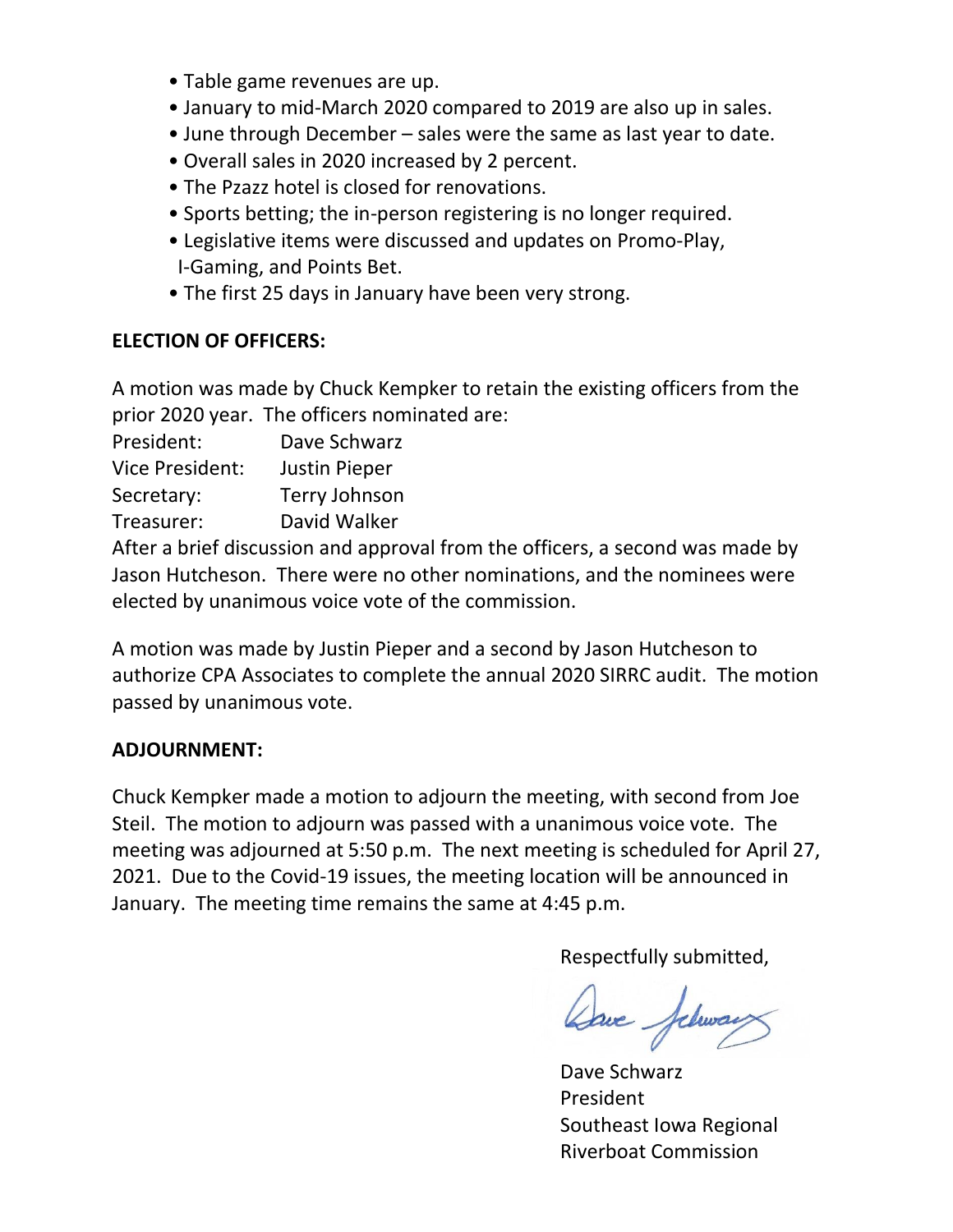- Table game revenues are up.
- January to mid-March 2020 compared to 2019 are also up in sales.
- June through December – sales were the same as last year to date.
- Overall sales in 2020 increased by 2 percent.
- The Pzazz hotel is closed for renovations.
- Sports betting; the in-person registering is no longer required.
- Legislative items were discussed and updates on Promo-Play, I-Gaming, and Points Bet.
- The first 25 days in January have been very strong.

**ELECTION OF OFFICERS:**

A motion was made by Chuck Kempker to retain the existing officers from the prior 2020 year. The officers nominated are:

| | |
|---|---|
| President: | Dave Schwarz |
| Vice President: | Justin Pieper |
| Secretary: | Terry Johnson |
| Treasurer: | David Walker |

After a brief discussion and approval from the officers, a second was made by Jason Hutcheson. There were no other nominations, and the nominees were elected by unanimous voice vote of the commission.

A motion was made by Justin Pieper and a second by Jason Hutcheson to authorize CPA Associates to complete the annual 2020 SIRRC audit. The motion passed by unanimous vote.

**ADJOURNMENT:**

Chuck Kempker made a motion to adjourn the meeting, with second from Joe Steil. The motion to adjourn was passed with a unanimous voice vote. The meeting was adjourned at 5:50 p.m. The next meeting is scheduled for April 27, 2021. Due to the Covid-19 issues, the meeting location will be announced in January. The meeting time remains the same at 4:45 p.m.

Respectfully submitted,

Dave Schwarz
President
Southeast Iowa Regional
Riverboat Commission